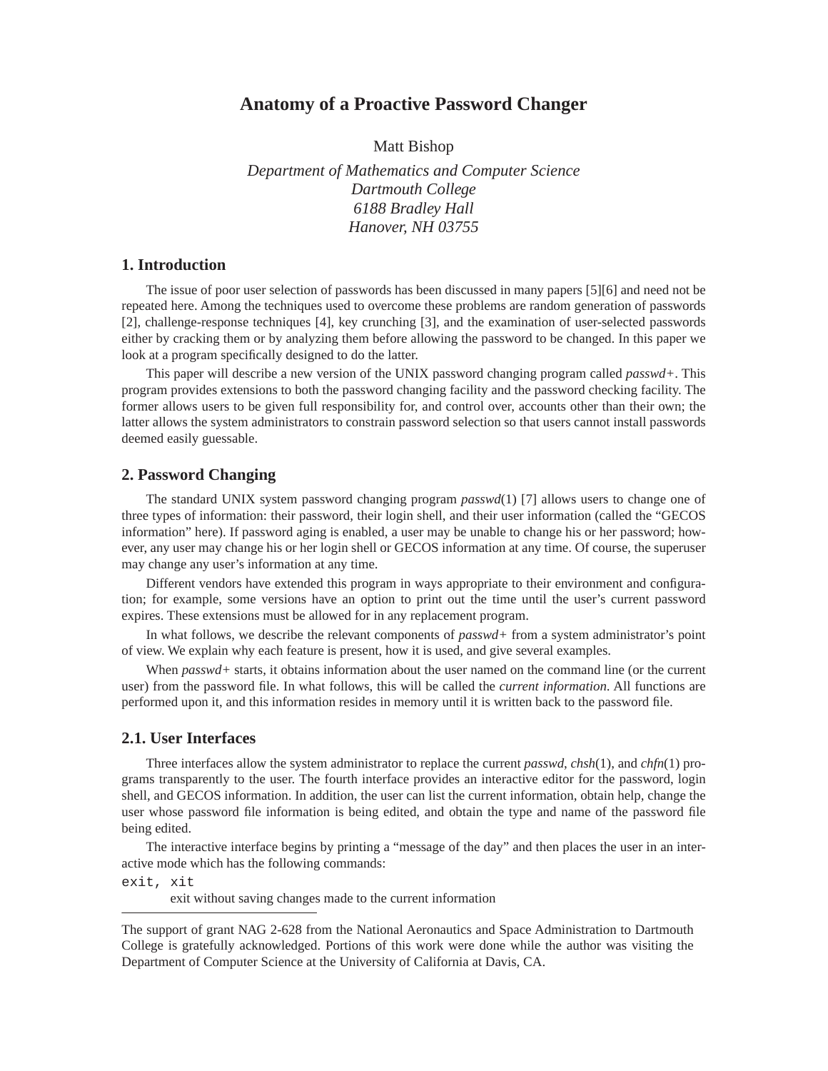# Anatomy of a Proactive Password Changer

Matt Bishop

*Department of Mathematics and Computer Science*
*Dartmouth College*
*6188 Bradley Hall*
*Hanover, NH 03755*

## 1. Introduction

The issue of poor user selection of passwords has been discussed in many papers [5][6] and need not be repeated here. Among the techniques used to overcome these problems are random generation of passwords [2], challenge-response techniques [4], key crunching [3], and the examination of user-selected passwords either by cracking them or by analyzing them before allowing the password to be changed. In this paper we look at a program specifically designed to do the latter.

This paper will describe a new version of the UNIX password changing program called *passwd+*. This program provides extensions to both the password changing facility and the password checking facility. The former allows users to be given full responsibility for, and control over, accounts other than their own; the latter allows the system administrators to constrain password selection so that users cannot install passwords deemed easily guessable.

## 2. Password Changing

The standard UNIX system password changing program *passwd*(1) [7] allows users to change one of three types of information: their password, their login shell, and their user information (called the "GECOS information" here). If password aging is enabled, a user may be unable to change his or her password; however, any user may change his or her login shell or GECOS information at any time. Of course, the superuser may change any user's information at any time.

Different vendors have extended this program in ways appropriate to their environment and configuration; for example, some versions have an option to print out the time until the user's current password expires. These extensions must be allowed for in any replacement program.

In what follows, we describe the relevant components of *passwd+* from a system administrator's point of view. We explain why each feature is present, how it is used, and give several examples.

When *passwd+* starts, it obtains information about the user named on the command line (or the current user) from the password file. In what follows, this will be called the *current information*. All functions are performed upon it, and this information resides in memory until it is written back to the password file.

### 2.1. User Interfaces

Three interfaces allow the system administrator to replace the current *passwd*, *chsh*(1), and *chfn*(1) programs transparently to the user. The fourth interface provides an interactive editor for the password, login shell, and GECOS information. In addition, the user can list the current information, obtain help, change the user whose password file information is being edited, and obtain the type and name of the password file being edited.

The interactive interface begins by printing a "message of the day" and then places the user in an interactive mode which has the following commands:

`exit, xit`
: exit without saving changes made to the current information

---

The support of grant NAG 2-628 from the National Aeronautics and Space Administration to Dartmouth College is gratefully acknowledged. Portions of this work were done while the author was visiting the Department of Computer Science at the University of California at Davis, CA.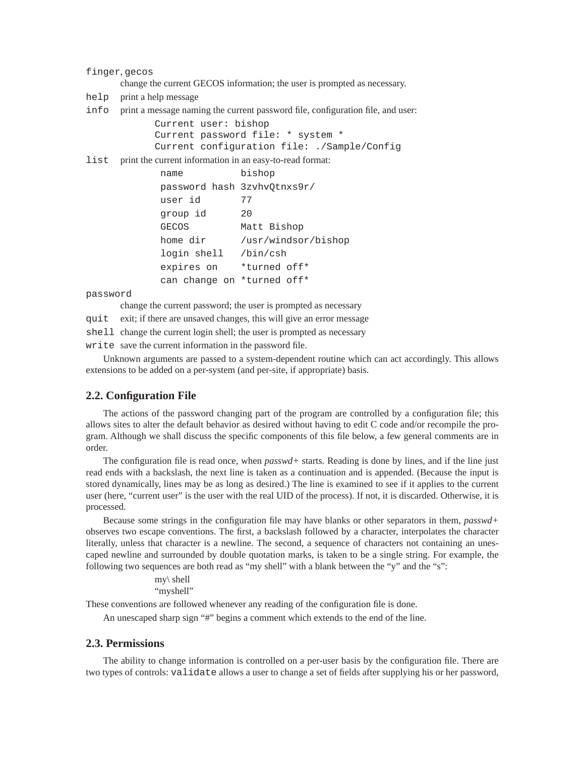`finger`, `gecos`
: change the current GECOS information; the user is prompted as necessary.

`help` print a help message

`info` print a message naming the current password file, configuration file, and user:

```
Current user: bishop
Current password file: * system *
Current configuration file: ./Sample/Config
```

`list` print the current information in an easy-to-read format:

```
name          bishop
password hash 3zvhvQtnxs9r/
user id       77
group id      20
GECOS         Matt Bishop
home dir      /usr/windsor/bishop
login shell   /bin/csh
expires on    *turned off*
can change on *turned off*
```

`password`
: change the current password; the user is prompted as necessary

`quit` exit; if there are unsaved changes, this will give an error message

`shell` change the current login shell; the user is prompted as necessary

`write` save the current information in the password file.

Unknown arguments are passed to a system-dependent routine which can act accordingly. This allows extensions to be added on a per-system (and per-site, if appropriate) basis.

## 2.2. Configuration File

The actions of the password changing part of the program are controlled by a configuration file; this allows sites to alter the default behavior as desired without having to edit C code and/or recompile the program. Although we shall discuss the specific components of this file below, a few general comments are in order.

The configuration file is read once, when *passwd+* starts. Reading is done by lines, and if the line just read ends with a backslash, the next line is taken as a continuation and is appended. (Because the input is stored dynamically, lines may be as long as desired.) The line is examined to see if it applies to the current user (here, "current user" is the user with the real UID of the process). If not, it is discarded. Otherwise, it is processed.

Because some strings in the configuration file may have blanks or other separators in them, *passwd+* observes two escape conventions. The first, a backslash followed by a character, interpolates the character literally, unless that character is a newline. The second, a sequence of characters not containing an unescaped newline and surrounded by double quotation marks, is taken to be a single string. For example, the following two sequences are both read as "my shell" with a blank between the "y" and the "s":

my\ shell
"myshell"

These conventions are followed whenever any reading of the configuration file is done.

An unescaped sharp sign "#" begins a comment which extends to the end of the line.

## 2.3. Permissions

The ability to change information is controlled on a per-user basis by the configuration file. There are two types of controls: `validate` allows a user to change a set of fields after supplying his or her password,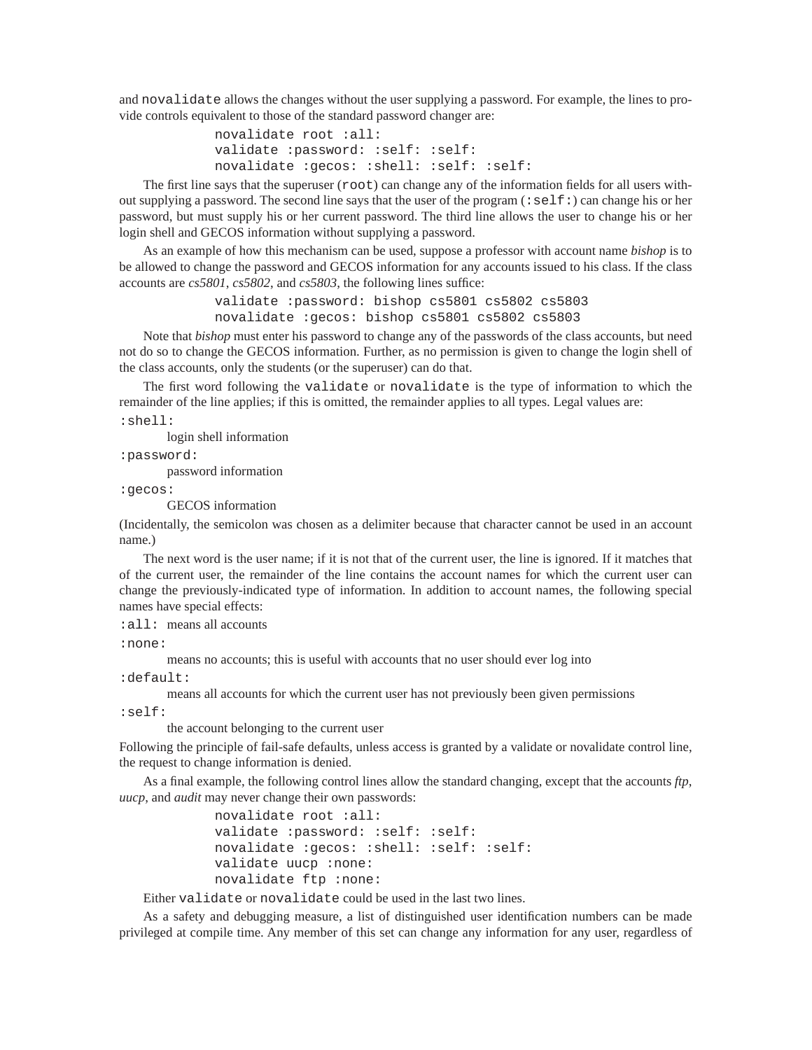and `novalidate` allows the changes without the user supplying a password. For example, the lines to provide controls equivalent to those of the standard password changer are:

```
novalidate root :all:
validate :password: :self: :self:
novalidate :gecos: :shell: :self: :self:
```

The first line says that the superuser (`root`) can change any of the information fields for all users without supplying a password. The second line says that the user of the program (`:self:`) can change his or her password, but must supply his or her current password. The third line allows the user to change his or her login shell and GECOS information without supplying a password.

As an example of how this mechanism can be used, suppose a professor with account name *bishop* is to be allowed to change the password and GECOS information for any accounts issued to his class. If the class accounts are *cs5801*, *cs5802*, and *cs5803*, the following lines suffice:

```
validate :password: bishop cs5801 cs5802 cs5803
novalidate :gecos: bishop cs5801 cs5802 cs5803
```

Note that *bishop* must enter his password to change any of the passwords of the class accounts, but need not do so to change the GECOS information. Further, as no permission is given to change the login shell of the class accounts, only the students (or the superuser) can do that.

The first word following the `validate` or `novalidate` is the type of information to which the remainder of the line applies; if this is omitted, the remainder applies to all types. Legal values are:

`:shell:`
: login shell information

`:password:`
: password information

`:gecos:`
: GECOS information

(Incidentally, the semicolon was chosen as a delimiter because that character cannot be used in an account name.)

The next word is the user name; if it is not that of the current user, the line is ignored. If it matches that of the current user, the remainder of the line contains the account names for which the current user can change the previously-indicated type of information. In addition to account names, the following special names have special effects:

`:all:` means all accounts

`:none:`
: means no accounts; this is useful with accounts that no user should ever log into

`:default:`
: means all accounts for which the current user has not previously been given permissions

`:self:`
: the account belonging to the current user

Following the principle of fail-safe defaults, unless access is granted by a validate or novalidate control line, the request to change information is denied.

As a final example, the following control lines allow the standard changing, except that the accounts *ftp*, *uucp*, and *audit* may never change their own passwords:

```
novalidate root :all:
validate :password: :self: :self:
novalidate :gecos: :shell: :self: :self:
validate uucp :none:
novalidate ftp :none:
```

Either `validate` or `novalidate` could be used in the last two lines.

As a safety and debugging measure, a list of distinguished user identification numbers can be made privileged at compile time. Any member of this set can change any information for any user, regardless of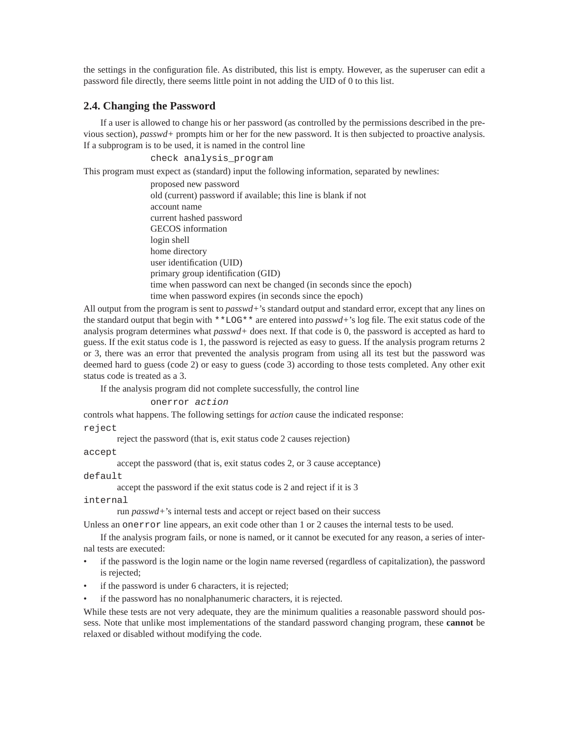the settings in the configuration file. As distributed, this list is empty. However, as the superuser can edit a password file directly, there seems little point in not adding the UID of 0 to this list.

## 2.4. Changing the Password

If a user is allowed to change his or her password (as controlled by the permissions described in the previous section), *passwd+* prompts him or her for the new password. It is then subjected to proactive analysis. If a subprogram is to be used, it is named in the control line

```
check analysis_program
```

This program must expect as (standard) input the following information, separated by newlines:

proposed new password
old (current) password if available; this line is blank if not
account name
current hashed password
GECOS information
login shell
home directory
user identification (UID)
primary group identification (GID)
time when password can next be changed (in seconds since the epoch)
time when password expires (in seconds since the epoch)

All output from the program is sent to *passwd+*'s standard output and standard error, except that any lines on the standard output that begin with `**LOG**` are entered into *passwd+*'s log file. The exit status code of the analysis program determines what *passwd+* does next. If that code is 0, the password is accepted as hard to guess. If the exit status code is 1, the password is rejected as easy to guess. If the analysis program returns 2 or 3, there was an error that prevented the analysis program from using all its test but the password was deemed hard to guess (code 2) or easy to guess (code 3) according to those tests completed. Any other exit status code is treated as a 3.

If the analysis program did not complete successfully, the control line

```
onerror action
```

controls what happens. The following settings for *action* cause the indicated response:

`reject`
: reject the password (that is, exit status code 2 causes rejection)

`accept`
: accept the password (that is, exit status codes 2, or 3 cause acceptance)

`default`
: accept the password if the exit status code is 2 and reject if it is 3

`internal`
: run *passwd+*'s internal tests and accept or reject based on their success

Unless an `onerror` line appears, an exit code other than 1 or 2 causes the internal tests to be used.

If the analysis program fails, or none is named, or it cannot be executed for any reason, a series of internal tests are executed:

- if the password is the login name or the login name reversed (regardless of capitalization), the password is rejected;
- if the password is under 6 characters, it is rejected;
- if the password has no nonalphanumeric characters, it is rejected.

While these tests are not very adequate, they are the minimum qualities a reasonable password should possess. Note that unlike most implementations of the standard password changing program, these **cannot** be relaxed or disabled without modifying the code.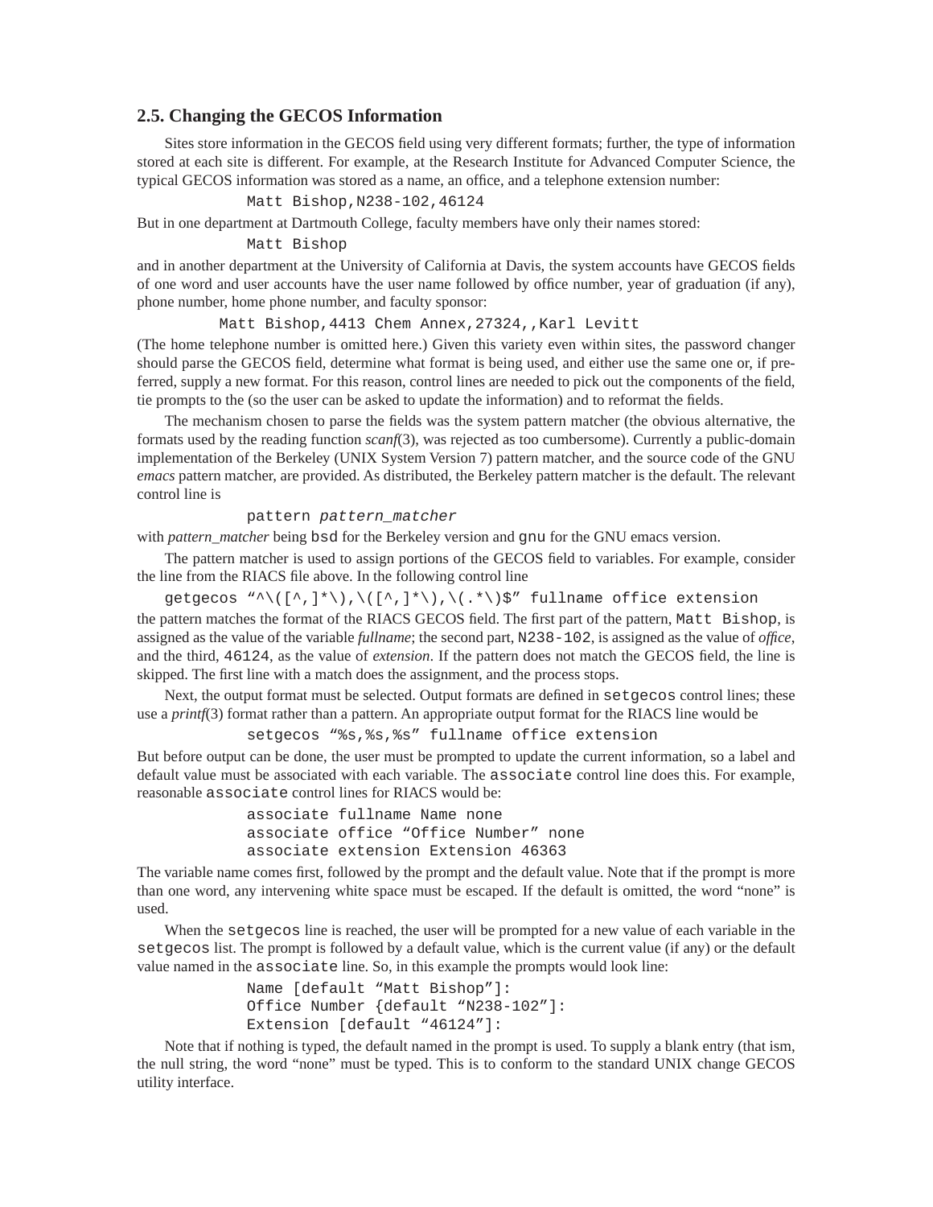## 2.5. Changing the GECOS Information

Sites store information in the GECOS field using very different formats; further, the type of information stored at each site is different. For example, at the Research Institute for Advanced Computer Science, the typical GECOS information was stored as a name, an office, and a telephone extension number:

```
Matt Bishop,N238-102,46124
```

But in one department at Dartmouth College, faculty members have only their names stored:

```
Matt Bishop
```

and in another department at the University of California at Davis, the system accounts have GECOS fields of one word and user accounts have the user name followed by office number, year of graduation (if any), phone number, home phone number, and faculty sponsor:

```
Matt Bishop,4413 Chem Annex,27324,,Karl Levitt
```

(The home telephone number is omitted here.) Given this variety even within sites, the password changer should parse the GECOS field, determine what format is being used, and either use the same one or, if preferred, supply a new format. For this reason, control lines are needed to pick out the components of the field, tie prompts to the (so the user can be asked to update the information) and to reformat the fields.

The mechanism chosen to parse the fields was the system pattern matcher (the obvious alternative, the formats used by the reading function *scanf*(3), was rejected as too cumbersome). Currently a public-domain implementation of the Berkeley (UNIX System Version 7) pattern matcher, and the source code of the GNU *emacs* pattern matcher, are provided. As distributed, the Berkeley pattern matcher is the default. The relevant control line is

```
pattern pattern_matcher
```

with *pattern_matcher* being `bsd` for the Berkeley version and `gnu` for the GNU emacs version.

The pattern matcher is used to assign portions of the GECOS field to variables. For example, consider the line from the RIACS file above. In the following control line

```
getgecos "^\([^,]*\),\([^,]*\),\(.*\)$" fullname office extension
```

the pattern matches the format of the RIACS GECOS field. The first part of the pattern, `Matt Bishop`, is assigned as the value of the variable *fullname*; the second part, `N238-102`, is assigned as the value of *office*, and the third, `46124`, as the value of *extension*. If the pattern does not match the GECOS field, the line is skipped. The first line with a match does the assignment, and the process stops.

Next, the output format must be selected. Output formats are defined in `setgecos` control lines; these use a *printf*(3) format rather than a pattern. An appropriate output format for the RIACS line would be

```
setgecos "%s,%s,%s" fullname office extension
```

But before output can be done, the user must be prompted to update the current information, so a label and default value must be associated with each variable. The `associate` control line does this. For example, reasonable `associate` control lines for RIACS would be:

```
associate fullname Name none
associate office "Office Number" none
associate extension Extension 46363
```

The variable name comes first, followed by the prompt and the default value. Note that if the prompt is more than one word, any intervening white space must be escaped. If the default is omitted, the word "none" is used.

When the `setgecos` line is reached, the user will be prompted for a new value of each variable in the `setgecos` list. The prompt is followed by a default value, which is the current value (if any) or the default value named in the `associate` line. So, in this example the prompts would look line:

```
Name [default "Matt Bishop"]:
Office Number {default "N238-102"]:
Extension [default "46124"]:
```

Note that if nothing is typed, the default named in the prompt is used. To supply a blank entry (that ism, the null string, the word "none" must be typed. This is to conform to the standard UNIX change GECOS utility interface.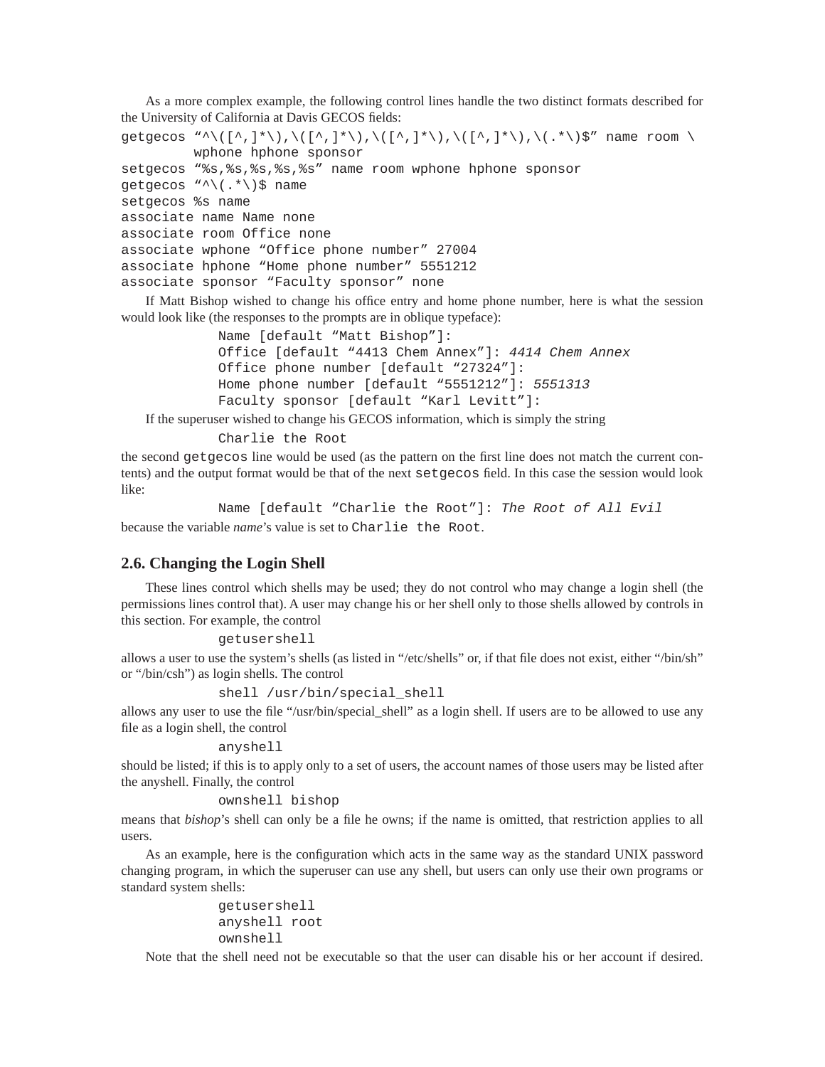As a more complex example, the following control lines handle the two distinct formats described for the University of California at Davis GECOS fields:

```
getgecos "^\([^,]*\),\([^,]*\),\([^,]*\),\([^,]*\),\(.*\)$" name room \
         wphone hphone sponsor
setgecos "%s,%s,%s,%s,%s" name room wphone hphone sponsor
getgecos "^\(.*\)$ name
setgecos %s name
associate name Name none
associate room Office none
associate wphone "Office phone number" 27004
associate hphone "Home phone number" 5551212
associate sponsor "Faculty sponsor" none
```

If Matt Bishop wished to change his office entry and home phone number, here is what the session would look like (the responses to the prompts are in oblique typeface):

```
Name [default "Matt Bishop"]:
Office [default "4413 Chem Annex"]: 4414 Chem Annex
Office phone number [default "27324"]:
Home phone number [default "5551212"]: 5551313
Faculty sponsor [default "Karl Levitt"]:
```

If the superuser wished to change his GECOS information, which is simply the string

```
Charlie the Root
```

the second `getgecos` line would be used (as the pattern on the first line does not match the current contents) and the output format would be that of the next `setgecos` field. In this case the session would look like:

```
Name [default "Charlie the Root"]: The Root of All Evil
```

because the variable *name*'s value is set to `Charlie the Root`.

## 2.6. Changing the Login Shell

These lines control which shells may be used; they do not control who may change a login shell (the permissions lines control that). A user may change his or her shell only to those shells allowed by controls in this section. For example, the control

```
getusershell
```

allows a user to use the system's shells (as listed in "/etc/shells" or, if that file does not exist, either "/bin/sh" or "/bin/csh") as login shells. The control

```
shell /usr/bin/special_shell
```

allows any user to use the file "/usr/bin/special_shell" as a login shell. If users are to be allowed to use any file as a login shell, the control

```
anyshell
```

should be listed; if this is to apply only to a set of users, the account names of those users may be listed after the anyshell. Finally, the control

```
ownshell bishop
```

means that *bishop*'s shell can only be a file he owns; if the name is omitted, that restriction applies to all users.

As an example, here is the configuration which acts in the same way as the standard UNIX password changing program, in which the superuser can use any shell, but users can only use their own programs or standard system shells:

```
getusershell
anyshell root
ownshell
```

Note that the shell need not be executable so that the user can disable his or her account if desired.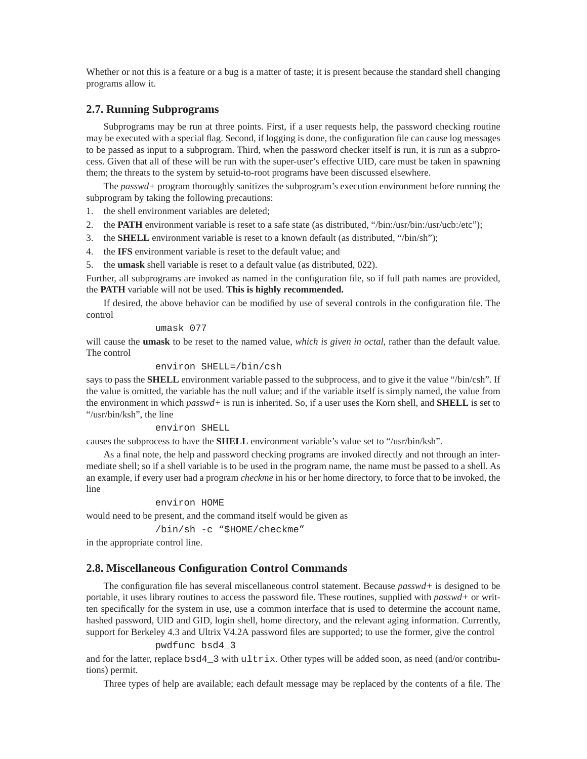Whether or not this is a feature or a bug is a matter of taste; it is present because the standard shell changing programs allow it.

## 2.7. Running Subprograms

Subprograms may be run at three points. First, if a user requests help, the password checking routine may be executed with a special flag. Second, if logging is done, the configuration file can cause log messages to be passed as input to a subprogram. Third, when the password checker itself is run, it is run as a subprocess. Given that all of these will be run with the super-user's effective UID, care must be taken in spawning them; the threats to the system by setuid-to-root programs have been discussed elsewhere.

The *passwd+* program thoroughly sanitizes the subprogram's execution environment before running the subprogram by taking the following precautions:

1. the shell environment variables are deleted;
2. the **PATH** environment variable is reset to a safe state (as distributed, "/bin:/usr/bin:/usr/ucb:/etc");
3. the **SHELL** environment variable is reset to a known default (as distributed, "/bin/sh");
4. the **IFS** environment variable is reset to the default value; and
5. the **umask** shell variable is reset to a default value (as distributed, 022).

Further, all subprograms are invoked as named in the configuration file, so if full path names are provided, the **PATH** variable will not be used. **This is highly recommended.**

If desired, the above behavior can be modified by use of several controls in the configuration file. The control

```
umask 077
```

will cause the **umask** to be reset to the named value, *which is given in octal*, rather than the default value. The control

```
environ SHELL=/bin/csh
```

says to pass the **SHELL** environment variable passed to the subprocess, and to give it the value "/bin/csh". If the value is omitted, the variable has the null value; and if the variable itself is simply named, the value from the environment in which *passwd+* is run is inherited. So, if a user uses the Korn shell, and **SHELL** is set to "/usr/bin/ksh", the line

```
environ SHELL
```

causes the subprocess to have the **SHELL** environment variable's value set to "/usr/bin/ksh".

As a final note, the help and password checking programs are invoked directly and not through an intermediate shell; so if a shell variable is to be used in the program name, the name must be passed to a shell. As an example, if every user had a program *checkme* in his or her home directory, to force that to be invoked, the line

```
environ HOME
```

would need to be present, and the command itself would be given as

```
/bin/sh -c "$HOME/checkme"
```

in the appropriate control line.

## 2.8. Miscellaneous Configuration Control Commands

The configuration file has several miscellaneous control statement. Because *passwd+* is designed to be portable, it uses library routines to access the password file. These routines, supplied with *passwd+* or written specifically for the system in use, use a common interface that is used to determine the account name, hashed password, UID and GID, login shell, home directory, and the relevant aging information. Currently, support for Berkeley 4.3 and Ultrix V4.2A password files are supported; to use the former, give the control

```
pwdfunc bsd4_3
```

and for the latter, replace `bsd4_3` with `ultrix`. Other types will be added soon, as need (and/or contributions) permit.

Three types of help are available; each default message may be replaced by the contents of a file. The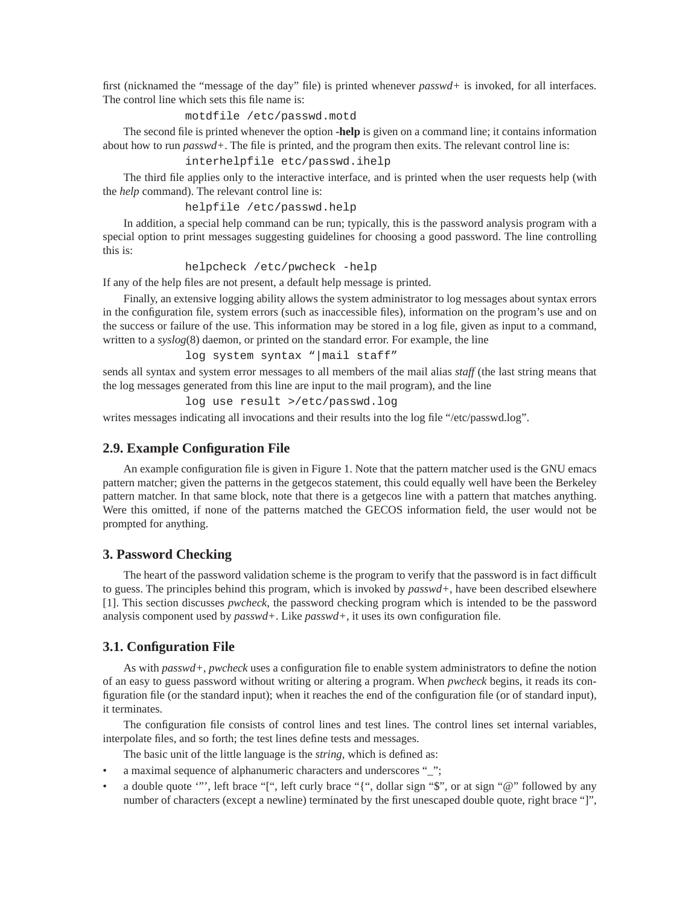first (nicknamed the "message of the day" file) is printed whenever *passwd+* is invoked, for all interfaces. The control line which sets this file name is:

```
motdfile /etc/passwd.motd
```

The second file is printed whenever the option **-help** is given on a command line; it contains information about how to run *passwd+*. The file is printed, and the program then exits. The relevant control line is:

```
interhelpfile etc/passwd.ihelp
```

The third file applies only to the interactive interface, and is printed when the user requests help (with the *help* command). The relevant control line is:

```
helpfile /etc/passwd.help
```

In addition, a special help command can be run; typically, this is the password analysis program with a special option to print messages suggesting guidelines for choosing a good password. The line controlling this is:

```
helpcheck /etc/pwcheck -help
```

If any of the help files are not present, a default help message is printed.

Finally, an extensive logging ability allows the system administrator to log messages about syntax errors in the configuration file, system errors (such as inaccessible files), information on the program's use and on the success or failure of the use. This information may be stored in a log file, given as input to a command, written to a *syslog*(8) daemon, or printed on the standard error. For example, the line

```
log system syntax "|mail staff"
```

sends all syntax and system error messages to all members of the mail alias *staff* (the last string means that the log messages generated from this line are input to the mail program), and the line

```
log use result >/etc/passwd.log
```

writes messages indicating all invocations and their results into the log file "/etc/passwd.log".

## 2.9. Example Configuration File

An example configuration file is given in Figure 1. Note that the pattern matcher used is the GNU emacs pattern matcher; given the patterns in the getgecos statement, this could equally well have been the Berkeley pattern matcher. In that same block, note that there is a getgecos line with a pattern that matches anything. Were this omitted, if none of the patterns matched the GECOS information field, the user would not be prompted for anything.

## 3. Password Checking

The heart of the password validation scheme is the program to verify that the password is in fact difficult to guess. The principles behind this program, which is invoked by *passwd+*, have been described elsewhere [1]. This section discusses *pwcheck*, the password checking program which is intended to be the password analysis component used by *passwd+*. Like *passwd+*, it uses its own configuration file.

## 3.1. Configuration File

As with *passwd+*, *pwcheck* uses a configuration file to enable system administrators to define the notion of an easy to guess password without writing or altering a program. When *pwcheck* begins, it reads its configuration file (or the standard input); when it reaches the end of the configuration file (or of standard input), it terminates.

The configuration file consists of control lines and test lines. The control lines set internal variables, interpolate files, and so forth; the test lines define tests and messages.

The basic unit of the little language is the *string*, which is defined as:

- a maximal sequence of alphanumeric characters and underscores "_";
- a double quote '"', left brace "[", left curly brace "{", dollar sign "$", or at sign "@" followed by any number of characters (except a newline) terminated by the first unescaped double quote, right brace "]",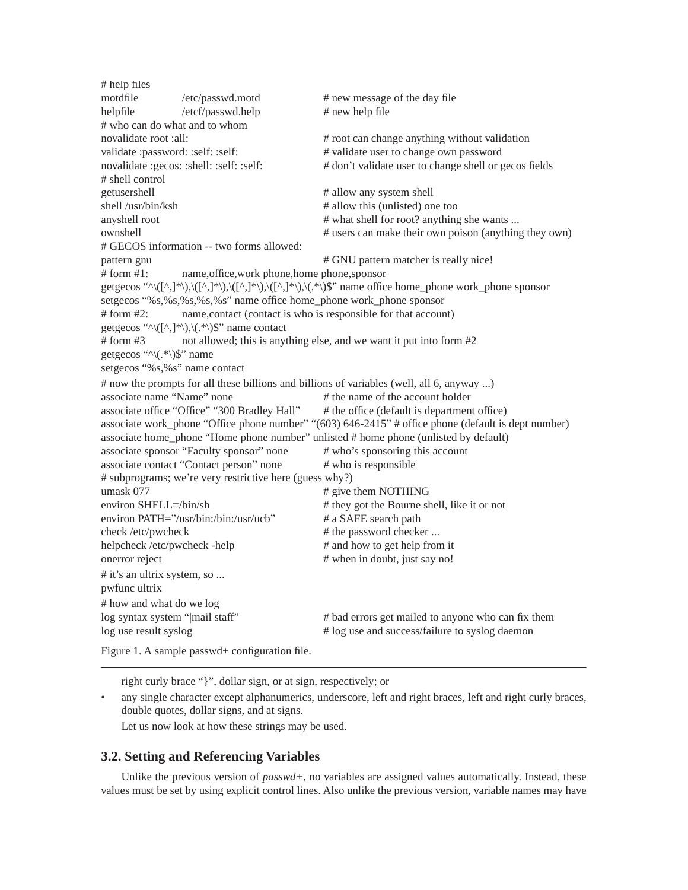```
# help files
motdfile        /etc/passwd.motd                # new message of the day file
helpfile        /etcf/passwd.help               # new help file
# who can do what and to whom
novalidate root :all:                           # root can change anything without validation
validate :password: :self: :self:               # validate user to change own password
novalidate :gecos: :shell: :self: :self:        # don't validate user to change shell or gecos fields
# shell control
getusershell                                    # allow any system shell
shell /usr/bin/ksh                              # allow this (unlisted) one too
anyshell root                                   # what shell for root? anything she wants ...
ownshell                                        # users can make their own poison (anything they own)
# GECOS information -- two forms allowed:
pattern gnu                                     # GNU pattern matcher is really nice!
# form #1:      name,office,work phone,home phone,sponsor
getgecos "^\([^,]*\),\([^,]*\),\([^,]*\),\([^,]*\),\(.*\)$" name office home_phone work_phone sponsor
setgecos "%s,%s,%s,%s,%s" name office home_phone work_phone sponsor
# form #2:      name,contact (contact is who is responsible for that account)
getgecos "^\([^,]*\),\(.*\)$" name contact
# form #3       not allowed; this is anything else, and we want it put into form #2
getgecos "^\(.*\)$" name
setgecos "%s,%s" name contact
# now the prompts for all these billions and billions of variables (well, all 6, anyway ...)
associate name "Name" none                      # the name of the account holder
associate office "Office" "300 Bradley Hall"    # the office (default is department office)
associate work_phone "Office phone number" "(603) 646-2415" # office phone (default is dept number)
associate home_phone "Home phone number" unlisted # home phone (unlisted by default)
associate sponsor "Faculty sponsor" none        # who's sponsoring this account
associate contact "Contact person" none         # who is responsible
# subprograms; we're very restrictive here (guess why?)
umask 077                                       # give them NOTHING
environ SHELL=/bin/sh                           # they got the Bourne shell, like it or not
environ PATH="/usr/bin:/bin:/usr/ucb"           # a SAFE search path
check /etc/pwcheck                              # the password checker ...
helpcheck /etc/pwcheck -help                    # and how to get help from it
onerror reject                                  # when in doubt, just say no!
# it's an ultrix system, so ...
pwfunc ultrix
# how and what do we log
log syntax system "|mail staff"                 # bad errors get mailed to anyone who can fix them
log use result syslog                           # log use and success/failure to syslog daemon
```

Figure 1. A sample passwd+ configuration file.

---

right curly brace "}", dollar sign, or at sign, respectively; or

- any single character except alphanumerics, underscore, left and right braces, left and right curly braces, double quotes, dollar signs, and at signs.

Let us now look at how these strings may be used.

## 3.2. Setting and Referencing Variables

Unlike the previous version of *passwd+*, no variables are assigned values automatically. Instead, these values must be set by using explicit control lines. Also unlike the previous version, variable names may have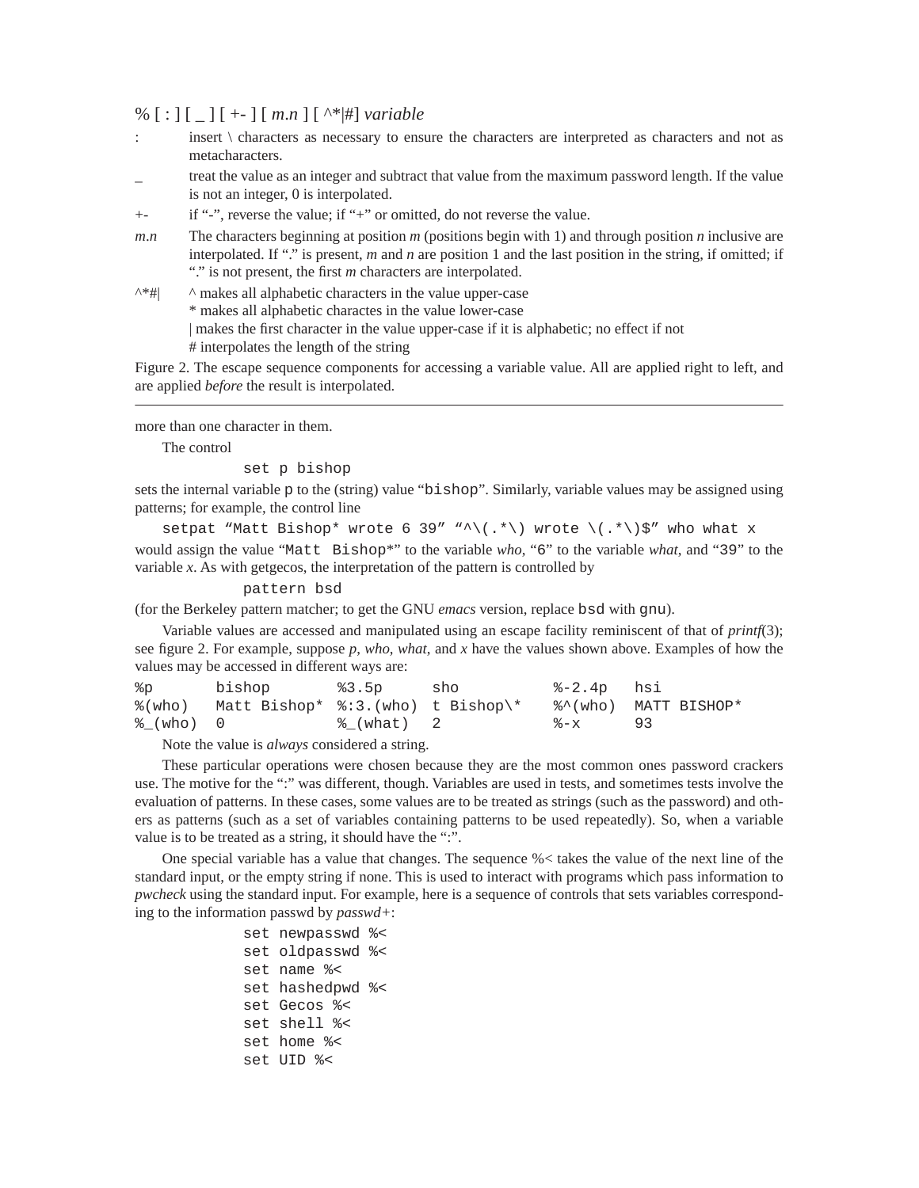% [ : ] [ _ ] [ +- ] [ *m.n* ] [ ^*|#] *variable*

| | |
|---|---|
| : | insert \ characters as necessary to ensure the characters are interpreted as characters and not as metacharacters. |
| _ | treat the value as an integer and subtract that value from the maximum password length. If the value is not an integer, 0 is interpolated. |
| +- | if "-", reverse the value; if "+" or omitted, do not reverse the value. |
| *m.n* | The characters beginning at position *m* (positions begin with 1) and through position *n* inclusive are interpolated. If "." is present, *m* and *n* are position 1 and the last position in the string, if omitted; if "." is not present, the first *m* characters are interpolated. |
| ^*#\| | ^ makes all alphabetic characters in the value upper-case<br>* makes all alphabetic charactes in the value lower-case<br>\| makes the first character in the value upper-case if it is alphabetic; no effect if not<br># interpolates the length of the string |

Figure 2. The escape sequence components for accessing a variable value. All are applied right to left, and are applied *before* the result is interpolated.

---

more than one character in them.

The control

```
set p bishop
```

sets the internal variable p to the (string) value "bishop". Similarly, variable values may be assigned using patterns; for example, the control line

```
setpat "Matt Bishop* wrote 6 39" "^\(.*\) wrote \(.*\)$" who what x
```

would assign the value "Matt Bishop*" to the variable *who*, "6" to the variable *what*, and "39" to the variable *x*. As with getgecos, the interpretation of the pattern is controlled by

```
pattern bsd
```

(for the Berkeley pattern matcher; to get the GNU *emacs* version, replace bsd with gnu).

Variable values are accessed and manipulated using an escape facility reminiscent of that of *printf*(3); see figure 2. For example, suppose *p*, *who*, *what*, and *x* have the values shown above. Examples of how the values may be accessed in different ways are:

| | | | | | |
|---|---|---|---|---|---|
| %p | bishop | %3.5p | sho | %-2.4p | hsi |
| %(who) | Matt Bishop* | %:3.(who) | t Bishop\* | %^(who) | MATT BISHOP* |
| %_(who) | 0 | %_(what) | 2 | %-x | 93 |

Note the value is *always* considered a string.

These particular operations were chosen because they are the most common ones password crackers use. The motive for the ":" was different, though. Variables are used in tests, and sometimes tests involve the evaluation of patterns. In these cases, some values are to be treated as strings (such as the password) and others as patterns (such as a set of variables containing patterns to be used repeatedly). So, when a variable value is to be treated as a string, it should have the ":".

One special variable has a value that changes. The sequence %< takes the value of the next line of the standard input, or the empty string if none. This is used to interact with programs which pass information to *pwcheck* using the standard input. For example, here is a sequence of controls that sets variables corresponding to the information passwd by *passwd+*:

```
set newpasswd %<
set oldpasswd %<
set name %<
set hashedpwd %<
set Gecos %<
set shell %<
set home %<
set UID %<
```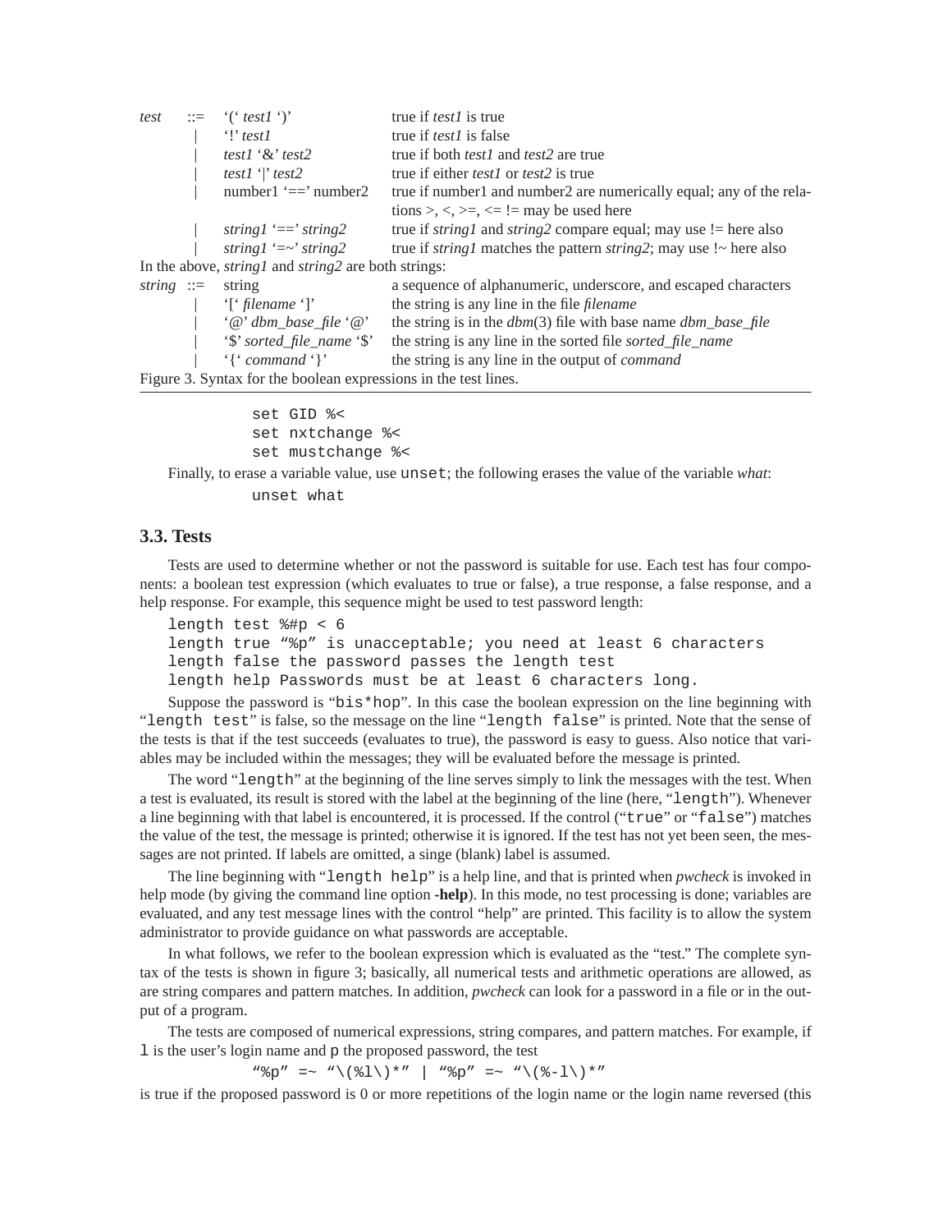| | | | |
|---|---|---|---|
| *test* | ::= | ‘(‘ *test1* ‘)’ | true if *test1* is true |
| | \| | ‘!’ *test1* | true if *test1* is false |
| | \| | *test1* ‘&’ *test2* | true if both *test1* and *test2* are true |
| | \| | *test1* ‘\|’ *test2* | true if either *test1* or *test2* is true |
| | \| | number1 ‘==’ number2 | true if number1 and number2 are numerically equal; any of the relations >, <, >=, <= != may be used here |
| | \| | *string1* ‘==’ *string2* | true if *string1* and *string2* compare equal; may use != here also |
| | \| | *string1* ‘=~’ *string2* | true if *string1* matches the pattern *string2*; may use !~ here also |

In the above, *string1* and *string2* are both strings:

| | | | |
|---|---|---|---|
| *string* | ::= | string | a sequence of alphanumeric, underscore, and escaped characters |
| | \| | ‘[‘ *filename* ‘]’ | the string is any line in the file *filename* |
| | \| | ‘@’ *dbm_base_file* ‘@’ | the string is in the *dbm*(3) file with base name *dbm_base_file* |
| | \| | ‘$’ *sorted_file_name* ‘$’ | the string is any line in the sorted file *sorted_file_name* |
| | \| | ‘{‘ *command* ‘}’ | the string is any line in the output of *command* |

Figure 3. Syntax for the boolean expressions in the test lines.

```
set GID %<
set nxtchange %<
set mustchange %<
```

Finally, to erase a variable value, use `unset`; the following erases the value of the variable *what*:

```
unset what
```

### 3.3. Tests

Tests are used to determine whether or not the password is suitable for use. Each test has four components: a boolean test expression (which evaluates to true or false), a true response, a false response, and a help response. For example, this sequence might be used to test password length:

```
length test %#p < 6
length true "%p" is unacceptable; you need at least 6 characters
length false the password passes the length test
length help Passwords must be at least 6 characters long.
```

Suppose the password is “`bis*hop`”. In this case the boolean expression on the line beginning with “`length test`” is false, so the message on the line “`length false`” is printed. Note that the sense of the tests is that if the test succeeds (evaluates to true), the password is easy to guess. Also notice that variables may be included within the messages; they will be evaluated before the message is printed.

The word “`length`” at the beginning of the line serves simply to link the messages with the test. When a test is evaluated, its result is stored with the label at the beginning of the line (here, “`length`”). Whenever a line beginning with that label is encountered, it is processed. If the control (“`true`” or “`false`”) matches the value of the test, the message is printed; otherwise it is ignored. If the test has not yet been seen, the messages are not printed. If labels are omitted, a singe (blank) label is assumed.

The line beginning with “`length help`” is a help line, and that is printed when *pwcheck* is invoked in help mode (by giving the command line option **-help**). In this mode, no test processing is done; variables are evaluated, and any test message lines with the control “help” are printed. This facility is to allow the system administrator to provide guidance on what passwords are acceptable.

In what follows, we refer to the boolean expression which is evaluated as the “test.” The complete syntax of the tests is shown in figure 3; basically, all numerical tests and arithmetic operations are allowed, as are string compares and pattern matches. In addition, *pwcheck* can look for a password in a file or in the output of a program.

The tests are composed of numerical expressions, string compares, and pattern matches. For example, if `l` is the user’s login name and `p` the proposed password, the test

```
"%p" =~ "\(%l\)*" | "%p" =~ "\(%-l\)*"
```

is true if the proposed password is 0 or more repetitions of the login name or the login name reversed (this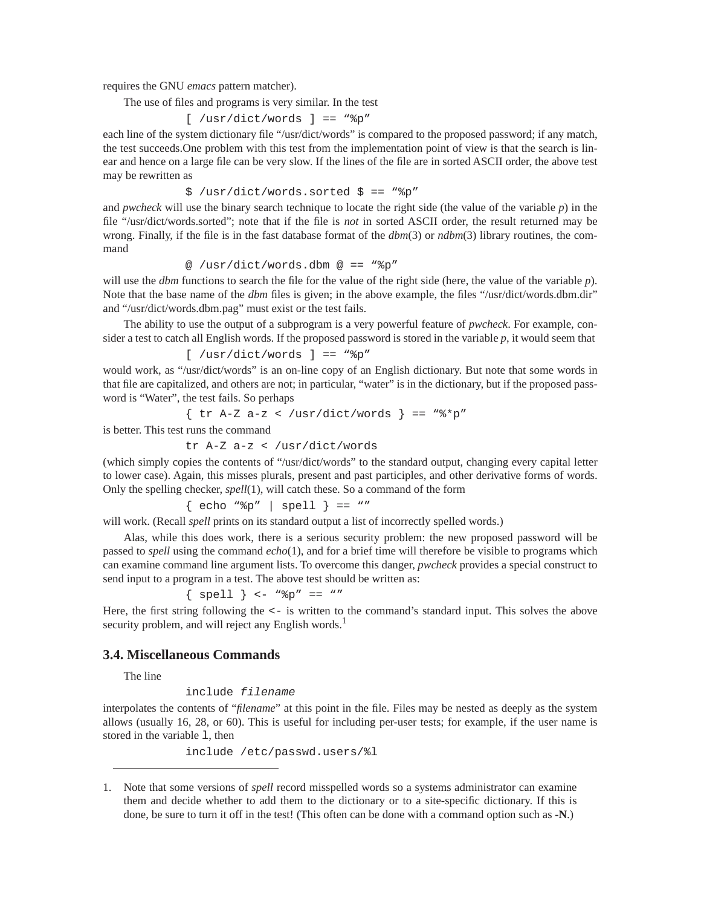requires the GNU *emacs* pattern matcher).

The use of files and programs is very similar. In the test

```
[ /usr/dict/words ] == “%p”
```

each line of the system dictionary file “/usr/dict/words” is compared to the proposed password; if any match, the test succeeds.One problem with this test from the implementation point of view is that the search is linear and hence on a large file can be very slow. If the lines of the file are in sorted ASCII order, the above test may be rewritten as

```
$ /usr/dict/words.sorted $ == “%p”
```

and *pwcheck* will use the binary search technique to locate the right side (the value of the variable *p*) in the file “/usr/dict/words.sorted”; note that if the file is *not* in sorted ASCII order, the result returned may be wrong. Finally, if the file is in the fast database format of the *dbm*(3) or *ndbm*(3) library routines, the command

```
@ /usr/dict/words.dbm @ == “%p”
```

will use the *dbm* functions to search the file for the value of the right side (here, the value of the variable *p*). Note that the base name of the *dbm* files is given; in the above example, the files “/usr/dict/words.dbm.dir” and “/usr/dict/words.dbm.pag” must exist or the test fails.

The ability to use the output of a subprogram is a very powerful feature of *pwcheck*. For example, consider a test to catch all English words. If the proposed password is stored in the variable *p*, it would seem that

```
[ /usr/dict/words ] == “%p”
```

would work, as “/usr/dict/words” is an on-line copy of an English dictionary. But note that some words in that file are capitalized, and others are not; in particular, “water” is in the dictionary, but if the proposed password is “Water”, the test fails. So perhaps

```
{ tr A-Z a-z < /usr/dict/words } == “%*p”
```

is better. This test runs the command

```
tr A-Z a-z < /usr/dict/words
```

(which simply copies the contents of “/usr/dict/words” to the standard output, changing every capital letter to lower case). Again, this misses plurals, present and past participles, and other derivative forms of words. Only the spelling checker, *spell*(1), will catch these. So a command of the form

```
{ echo “%p” | spell } == “”
```

will work. (Recall *spell* prints on its standard output a list of incorrectly spelled words.)

Alas, while this does work, there is a serious security problem: the new proposed password will be passed to *spell* using the command *echo*(1), and for a brief time will therefore be visible to programs which can examine command line argument lists. To overcome this danger, *pwcheck* provides a special construct to send input to a program in a test. The above test should be written as:

```
{ spell } <- “%p” == “”
```

Here, the first string following the `<-` is written to the command’s standard input. This solves the above security problem, and will reject any English words.[1]

## 3.4. Miscellaneous Commands

The line

```
include filename
```

interpolates the contents of “*filename*” at this point in the file. Files may be nested as deeply as the system allows (usually 16, 28, or 60). This is useful for including per-user tests; for example, if the user name is stored in the variable `l`, then

```
include /etc/passwd.users/%l
```

---

1. Note that some versions of *spell* record misspelled words so a systems administrator can examine them and decide whether to add them to the dictionary or to a site-specific dictionary. If this is done, be sure to turn it off in the test! (This often can be done with a command option such as **-N**.)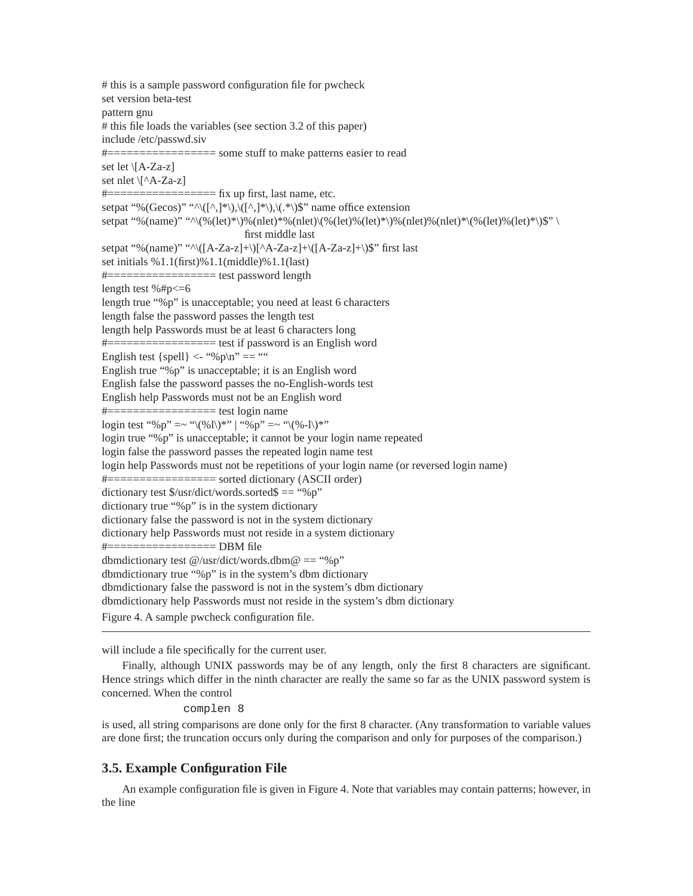```
# this is a sample password configuration file for pwcheck
set version beta-test
pattern gnu
# this file loads the variables (see section 3.2 of this paper)
include /etc/passwd.siv
#================= some stuff to make patterns easier to read
set let \[A-Za-z]
set nlet \[^A-Za-z]
#================= fix up first, last name, etc.
setpat "%(Gecos)" "^\([^,]*\),\([^,]*\),\(.*\)$" name office extension
setpat "%(name)" "^\(%(let)*\)%(nlet)*%(nlet)\(%(let)%(let)*\)%(nlet)%(nlet)*\(%(let)%(let)*\)$" \
                                   first middle last
setpat "%(name)" "^\([A-Za-z]+\)[^A-Za-z]+\([A-Za-z]+\)$" first last
set initials %1.1(first)%1.1(middle)%1.1(last)
#================= test password length
length test %#p<=6
length true "%p" is unacceptable; you need at least 6 characters
length false the password passes the length test
length help Passwords must be at least 6 characters long
#================= test if password is an English word
English test {spell} <- "%p\n" == ""
English true "%p" is unacceptable; it is an English word
English false the password passes the no-English-words test
English help Passwords must not be an English word
#================= test login name
login test "%p" =~ "\(%l\)*" | "%p" =~ "\(%-l\)*"
login true "%p" is unacceptable; it cannot be your login name repeated
login false the password passes the repeated login name test
login help Passwords must not be repetitions of your login name (or reversed login name)
#================= sorted dictionary (ASCII order)
dictionary test $/usr/dict/words.sorted$ == "%p"
dictionary true "%p" is in the system dictionary
dictionary false the password is not in the system dictionary
dictionary help Passwords must not reside in a system dictionary
#================= DBM file
dbmdictionary test @/usr/dict/words.dbm@ == "%p"
dbmdictionary true "%p" is in the system's dbm dictionary
dbmdictionary false the password is not in the system's dbm dictionary
dbmdictionary help Passwords must not reside in the system's dbm dictionary
```

Figure 4. A sample pwcheck configuration file.

will include a file specifically for the current user.

Finally, although UNIX passwords may be of any length, only the first 8 characters are significant. Hence strings which differ in the ninth character are really the same so far as the UNIX password system is concerned. When the control

```
complen 8
```

is used, all string comparisons are done only for the first 8 character. (Any transformation to variable values are done first; the truncation occurs only during the comparison and only for purposes of the comparison.)

### 3.5. Example Configuration File

An example configuration file is given in Figure 4. Note that variables may contain patterns; however, in the line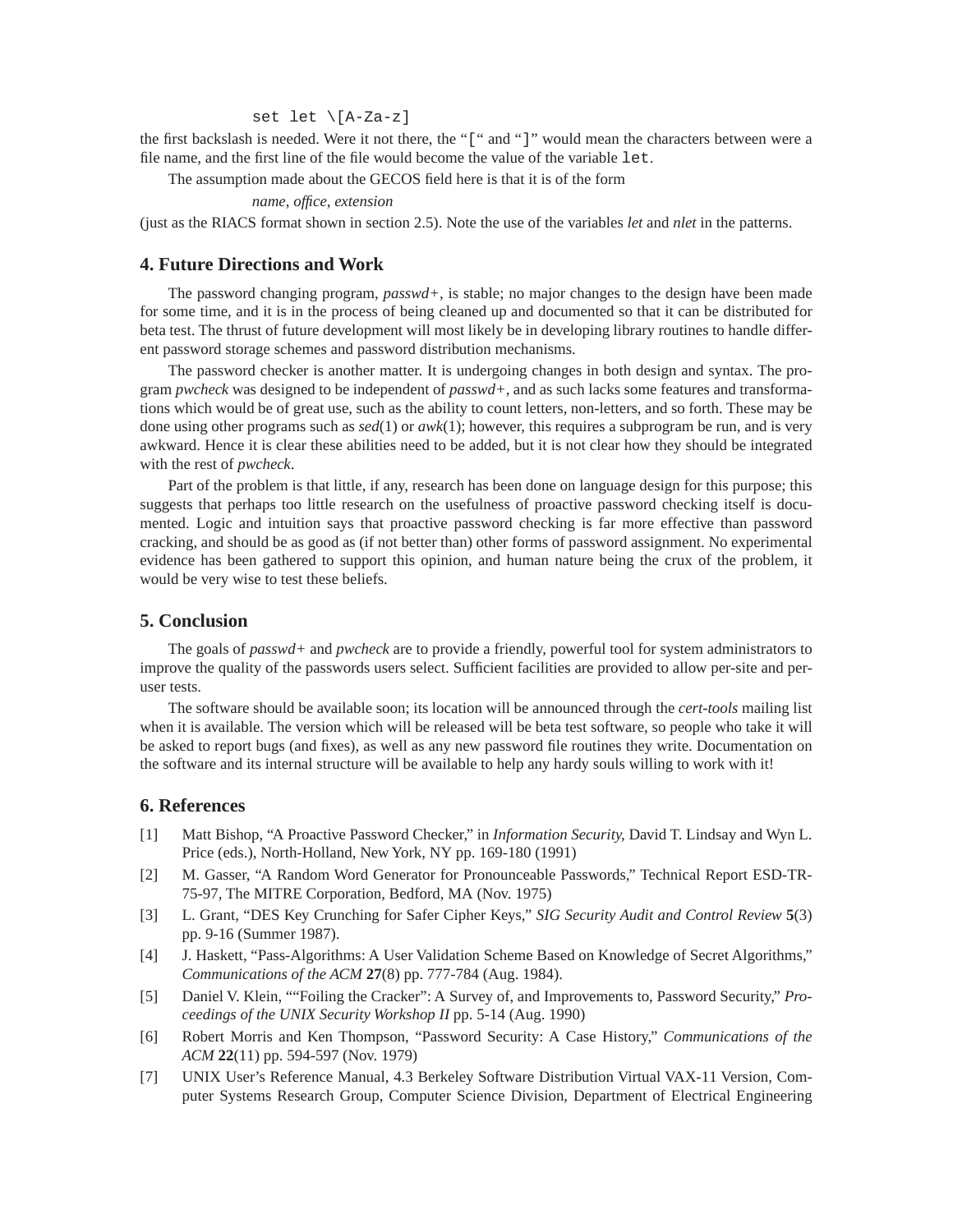```
set let \[A-Za-z]
```

the first backslash is needed. Were it not there, the "`[`" and "`]`" would mean the characters between were a file name, and the first line of the file would become the value of the variable `let`.

The assumption made about the GECOS field here is that it is of the form

*name*, *office*, *extension*

(just as the RIACS format shown in section 2.5). Note the use of the variables *let* and *nlet* in the patterns.

## 4. Future Directions and Work

The password changing program, *passwd+*, is stable; no major changes to the design have been made for some time, and it is in the process of being cleaned up and documented so that it can be distributed for beta test. The thrust of future development will most likely be in developing library routines to handle different password storage schemes and password distribution mechanisms.

The password checker is another matter. It is undergoing changes in both design and syntax. The program *pwcheck* was designed to be independent of *passwd+*, and as such lacks some features and transformations which would be of great use, such as the ability to count letters, non-letters, and so forth. These may be done using other programs such as *sed*(1) or *awk*(1); however, this requires a subprogram be run, and is very awkward. Hence it is clear these abilities need to be added, but it is not clear how they should be integrated with the rest of *pwcheck*.

Part of the problem is that little, if any, research has been done on language design for this purpose; this suggests that perhaps too little research on the usefulness of proactive password checking itself is documented. Logic and intuition says that proactive password checking is far more effective than password cracking, and should be as good as (if not better than) other forms of password assignment. No experimental evidence has been gathered to support this opinion, and human nature being the crux of the problem, it would be very wise to test these beliefs.

## 5. Conclusion

The goals of *passwd+* and *pwcheck* are to provide a friendly, powerful tool for system administrators to improve the quality of the passwords users select. Sufficient facilities are provided to allow per-site and per-user tests.

The software should be available soon; its location will be announced through the *cert-tools* mailing list when it is available. The version which will be released will be beta test software, so people who take it will be asked to report bugs (and fixes), as well as any new password file routines they write. Documentation on the software and its internal structure will be available to help any hardy souls willing to work with it!

## 6. References

[1] Matt Bishop, "A Proactive Password Checker," in *Information Security,* David T. Lindsay and Wyn L. Price (eds.), North-Holland, New York, NY pp. 169-180 (1991)

[2] M. Gasser, "A Random Word Generator for Pronounceable Passwords," Technical Report ESD-TR-75-97, The MITRE Corporation, Bedford, MA (Nov. 1975)

[3] L. Grant, "DES Key Crunching for Safer Cipher Keys," *SIG Security Audit and Control Review* **5**(3) pp. 9-16 (Summer 1987).

[4] J. Haskett, "Pass-Algorithms: A User Validation Scheme Based on Knowledge of Secret Algorithms," *Communications of the ACM* **27**(8) pp. 777-784 (Aug. 1984).

[5] Daniel V. Klein, ""Foiling the Cracker": A Survey of, and Improvements to, Password Security," *Proceedings of the UNIX Security Workshop II* pp. 5-14 (Aug. 1990)

[6] Robert Morris and Ken Thompson, "Password Security: A Case History," *Communications of the ACM* **22**(11) pp. 594-597 (Nov. 1979)

[7] UNIX User's Reference Manual, 4.3 Berkeley Software Distribution Virtual VAX-11 Version, Computer Systems Research Group, Computer Science Division, Department of Electrical Engineering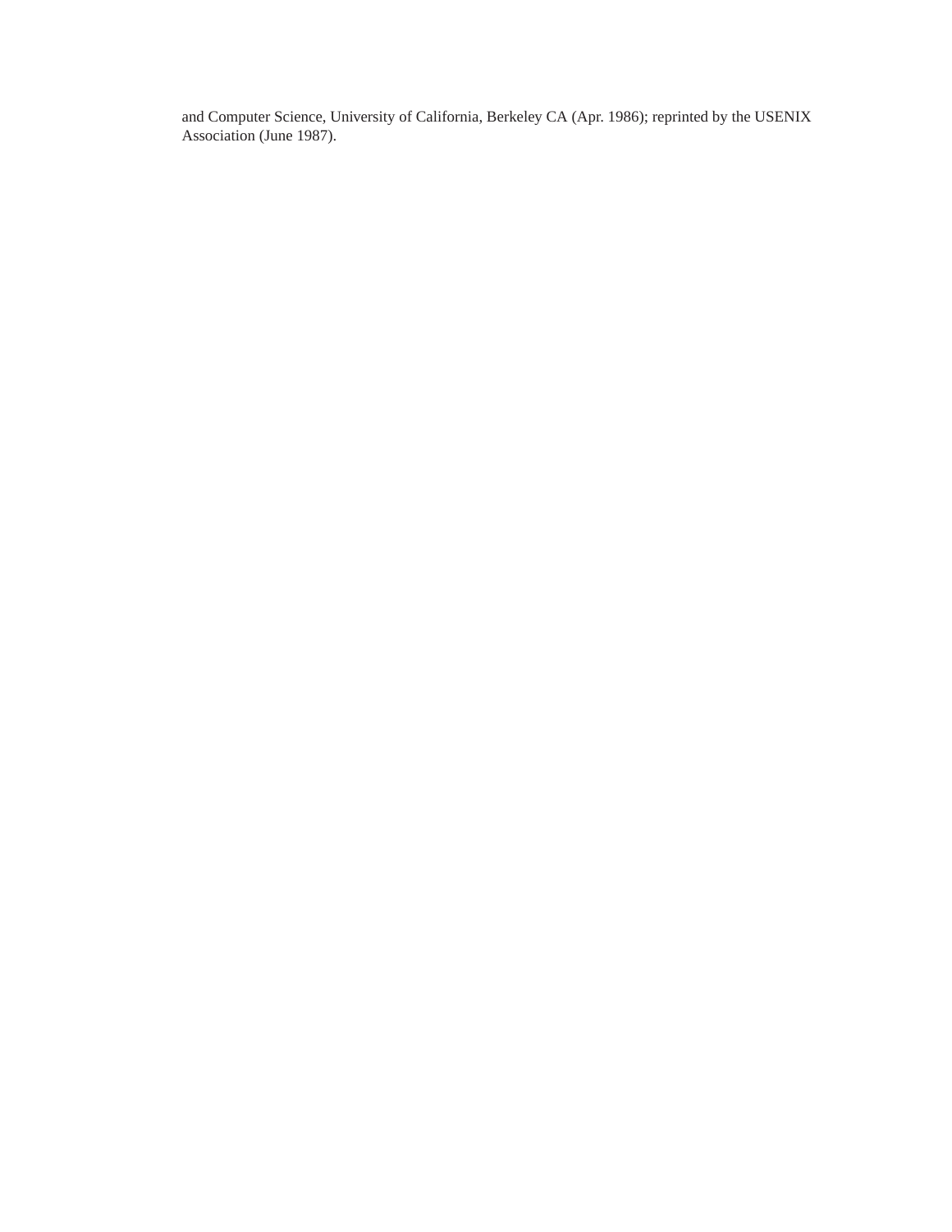and Computer Science, University of California, Berkeley CA (Apr. 1986); reprinted by the USENIX Association (June 1987).